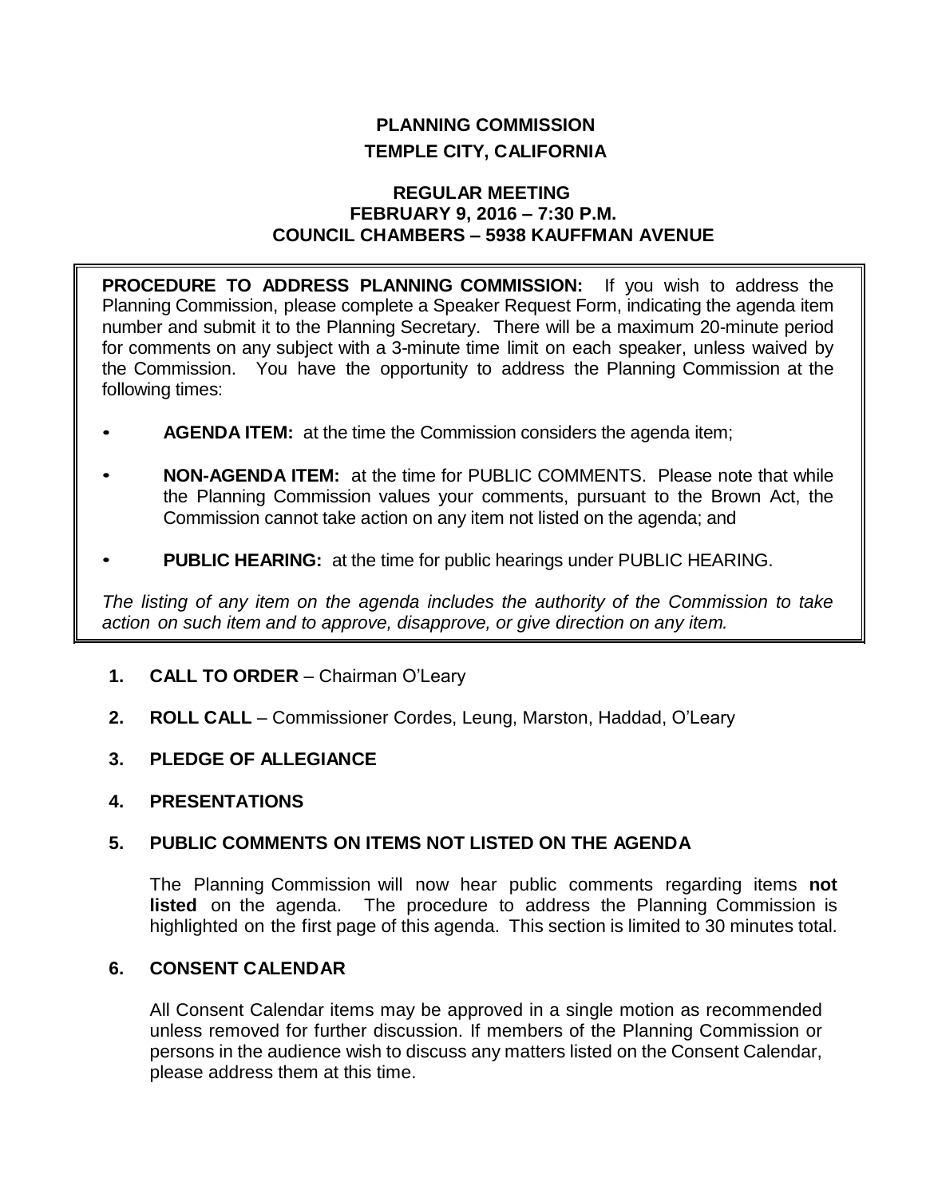# PLANNING COMMISSION
## TEMPLE CITY, CALIFORNIA

### REGULAR MEETING
### FEBRUARY 9, 2016 – 7:30 P.M.
### COUNCIL CHAMBERS – 5938 KAUFFMAN AVENUE

**PROCEDURE TO ADDRESS PLANNING COMMISSION:** If you wish to address the Planning Commission, please complete a Speaker Request Form, indicating the agenda item number and submit it to the Planning Secretary. There will be a maximum 20-minute period for comments on any subject with a 3-minute time limit on each speaker, unless waived by the Commission. You have the opportunity to address the Planning Commission at the following times:

- **AGENDA ITEM:** at the time the Commission considers the agenda item;
- **NON-AGENDA ITEM:** at the time for PUBLIC COMMENTS. Please note that while the Planning Commission values your comments, pursuant to the Brown Act, the Commission cannot take action on any item not listed on the agenda; and
- **PUBLIC HEARING:** at the time for public hearings under PUBLIC HEARING.

*The listing of any item on the agenda includes the authority of the Commission to take action on such item and to approve, disapprove, or give direction on any item.*

**1. CALL TO ORDER** – Chairman O'Leary

**2. ROLL CALL** – Commissioner Cordes, Leung, Marston, Haddad, O'Leary

**3. PLEDGE OF ALLEGIANCE**

**4. PRESENTATIONS**

**5. PUBLIC COMMENTS ON ITEMS NOT LISTED ON THE AGENDA**

The Planning Commission will now hear public comments regarding items **not listed** on the agenda. The procedure to address the Planning Commission is highlighted on the first page of this agenda. This section is limited to 30 minutes total.

**6. CONSENT CALENDAR**

All Consent Calendar items may be approved in a single motion as recommended unless removed for further discussion. If members of the Planning Commission or persons in the audience wish to discuss any matters listed on the Consent Calendar, please address them at this time.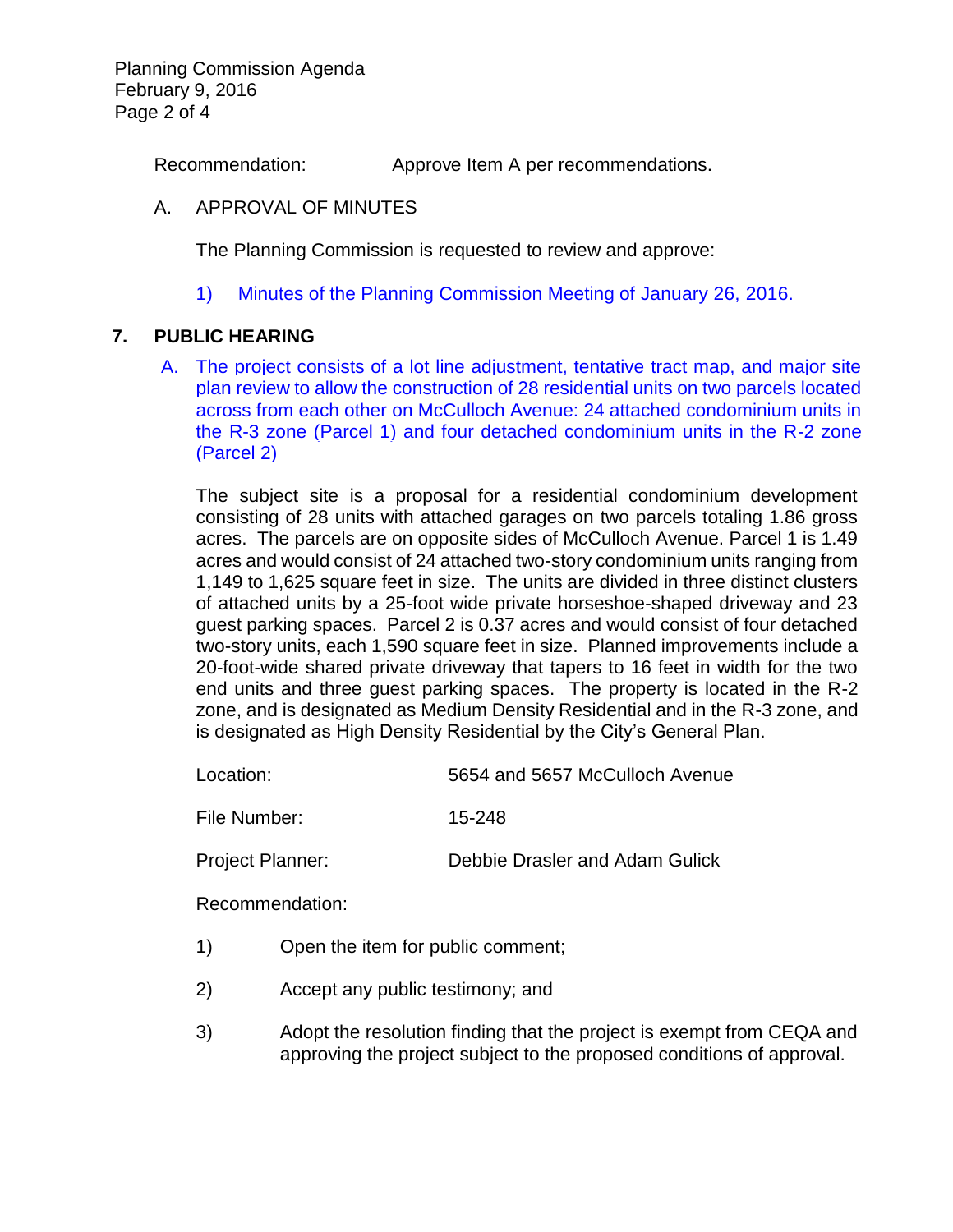Recommendation: Approve Item A per recommendations.

A. APPROVAL OF MINUTES

The Planning Commission is requested to review and approve:

1) Minutes of the Planning Commission Meeting of January 26, 2016.

## 7. PUBLIC HEARING

A. The project consists of a lot line adjustment, tentative tract map, and major site plan review to allow the construction of 28 residential units on two parcels located across from each other on McCulloch Avenue: 24 attached condominium units in the R-3 zone (Parcel 1) and four detached condominium units in the R-2 zone (Parcel 2)

The subject site is a proposal for a residential condominium development consisting of 28 units with attached garages on two parcels totaling 1.86 gross acres. The parcels are on opposite sides of McCulloch Avenue. Parcel 1 is 1.49 acres and would consist of 24 attached two-story condominium units ranging from 1,149 to 1,625 square feet in size. The units are divided in three distinct clusters of attached units by a 25-foot wide private horseshoe-shaped driveway and 23 guest parking spaces. Parcel 2 is 0.37 acres and would consist of four detached two-story units, each 1,590 square feet in size. Planned improvements include a 20-foot-wide shared private driveway that tapers to 16 feet in width for the two end units and three guest parking spaces. The property is located in the R-2 zone, and is designated as Medium Density Residential and in the R-3 zone, and is designated as High Density Residential by the City's General Plan.

Location: 5654 and 5657 McCulloch Avenue

File Number: 15-248

Project Planner: Debbie Drasler and Adam Gulick

Recommendation:

1) Open the item for public comment;

2) Accept any public testimony; and

3) Adopt the resolution finding that the project is exempt from CEQA and approving the project subject to the proposed conditions of approval.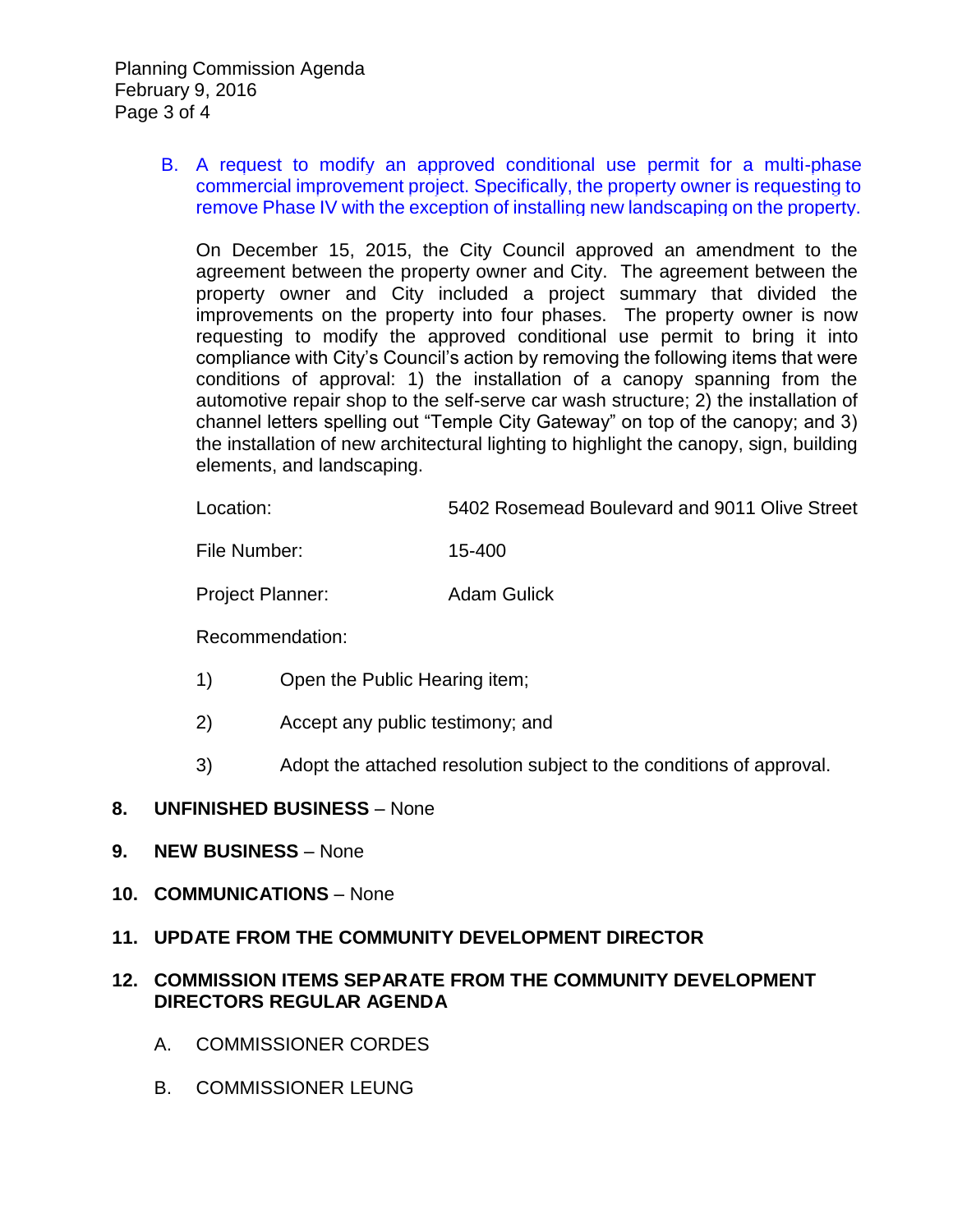B. A request to modify an approved conditional use permit for a multi-phase commercial improvement project. Specifically, the property owner is requesting to remove Phase IV with the exception of installing new landscaping on the property.

On December 15, 2015, the City Council approved an amendment to the agreement between the property owner and City. The agreement between the property owner and City included a project summary that divided the improvements on the property into four phases. The property owner is now requesting to modify the approved conditional use permit to bring it into compliance with City's Council's action by removing the following items that were conditions of approval: 1) the installation of a canopy spanning from the automotive repair shop to the self-serve car wash structure; 2) the installation of channel letters spelling out "Temple City Gateway" on top of the canopy; and 3) the installation of new architectural lighting to highlight the canopy, sign, building elements, and landscaping.

Location: 5402 Rosemead Boulevard and 9011 Olive Street

File Number: 15-400

Project Planner: Adam Gulick

Recommendation:

1) Open the Public Hearing item;

2) Accept any public testimony; and

3) Adopt the attached resolution subject to the conditions of approval.

**8. UNFINISHED BUSINESS** – None

**9. NEW BUSINESS** – None

**10. COMMUNICATIONS** – None

**11. UPDATE FROM THE COMMUNITY DEVELOPMENT DIRECTOR**

**12. COMMISSION ITEMS SEPARATE FROM THE COMMUNITY DEVELOPMENT DIRECTORS REGULAR AGENDA**

A. COMMISSIONER CORDES

B. COMMISSIONER LEUNG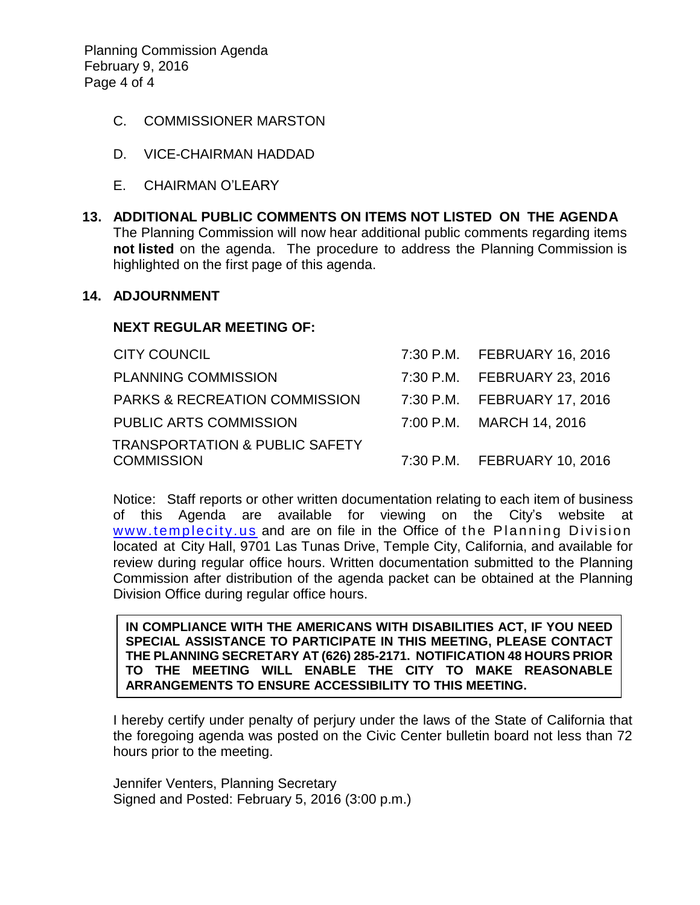C. COMMISSIONER MARSTON

D. VICE-CHAIRMAN HADDAD

E. CHAIRMAN O'LEARY

**13. ADDITIONAL PUBLIC COMMENTS ON ITEMS NOT LISTED ON THE AGENDA**

The Planning Commission will now hear additional public comments regarding items **not listed** on the agenda. The procedure to address the Planning Commission is highlighted on the first page of this agenda.

**14. ADJOURNMENT**

**NEXT REGULAR MEETING OF:**

| | | |
|---|---|---|
| CITY COUNCIL | 7:30 P.M. | FEBRUARY 16, 2016 |
| PLANNING COMMISSION | 7:30 P.M. | FEBRUARY 23, 2016 |
| PARKS & RECREATION COMMISSION | 7:30 P.M. | FEBRUARY 17, 2016 |
| PUBLIC ARTS COMMISSION | 7:00 P.M. | MARCH 14, 2016 |
| TRANSPORTATION & PUBLIC SAFETY COMMISSION | 7:30 P.M. | FEBRUARY 10, 2016 |

Notice: Staff reports or other written documentation relating to each item of business of this Agenda are available for viewing on the City's website at www.templecity.us and are on file in the Office of the Planning Division located at City Hall, 9701 Las Tunas Drive, Temple City, California, and available for review during regular office hours. Written documentation submitted to the Planning Commission after distribution of the agenda packet can be obtained at the Planning Division Office during regular office hours.

**IN COMPLIANCE WITH THE AMERICANS WITH DISABILITIES ACT, IF YOU NEED SPECIAL ASSISTANCE TO PARTICIPATE IN THIS MEETING, PLEASE CONTACT THE PLANNING SECRETARY AT (626) 285-2171. NOTIFICATION 48 HOURS PRIOR TO THE MEETING WILL ENABLE THE CITY TO MAKE REASONABLE ARRANGEMENTS TO ENSURE ACCESSIBILITY TO THIS MEETING.**

I hereby certify under penalty of perjury under the laws of the State of California that the foregoing agenda was posted on the Civic Center bulletin board not less than 72 hours prior to the meeting.

Jennifer Venters, Planning Secretary
Signed and Posted: February 5, 2016 (3:00 p.m.)